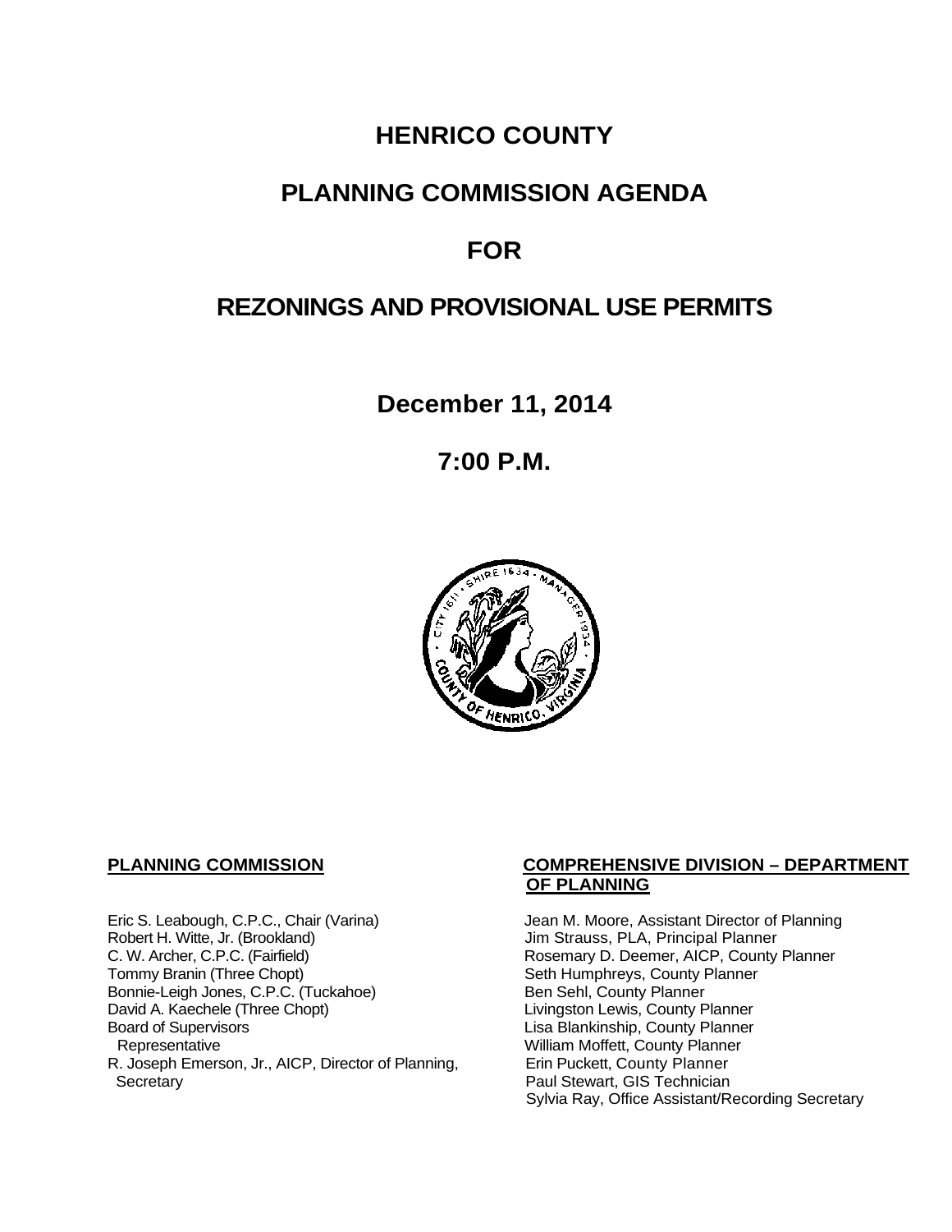# HENRICO COUNTY

# PLANNING COMMISSION AGENDA

# FOR

# REZONINGS AND PROVISIONAL USE PERMITS

## December 11, 2014

## 7:00 P.M.

**PLANNING COMMISSION**

Eric S. Leabough, C.P.C., Chair (Varina)
Robert H. Witte, Jr. (Brookland)
C. W. Archer, C.P.C. (Fairfield)
Tommy Branin (Three Chopt)
Bonnie-Leigh Jones, C.P.C. (Tuckahoe)
David A. Kaechele (Three Chopt)
Board of Supervisors
  Representative
R. Joseph Emerson, Jr., AICP, Director of Planning,
  Secretary

**COMPREHENSIVE DIVISION – DEPARTMENT OF PLANNING**

Jean M. Moore, Assistant Director of Planning
Jim Strauss, PLA, Principal Planner
Rosemary D. Deemer, AICP, County Planner
Seth Humphreys, County Planner
Ben Sehl, County Planner
Livingston Lewis, County Planner
Lisa Blankinship, County Planner
William Moffett, County Planner
Erin Puckett, County Planner
Paul Stewart, GIS Technician
Sylvia Ray, Office Assistant/Recording Secretary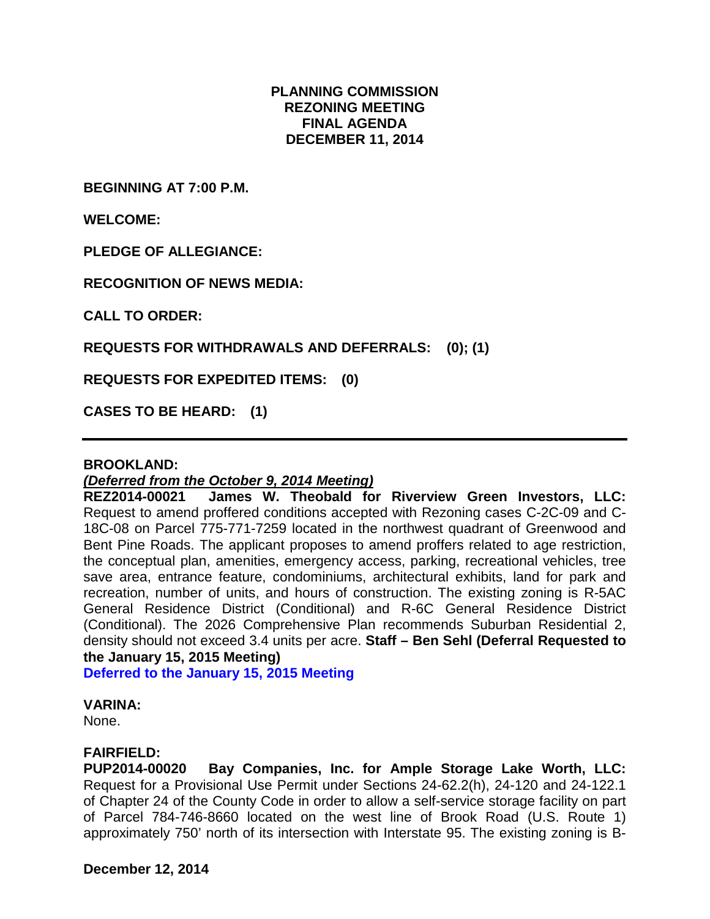**PLANNING COMMISSION**
**REZONING MEETING**
**FINAL AGENDA**
**DECEMBER 11, 2014**

**BEGINNING AT 7:00 P.M.**

**WELCOME:**

**PLEDGE OF ALLEGIANCE:**

**RECOGNITION OF NEWS MEDIA:**

**CALL TO ORDER:**

**REQUESTS FOR WITHDRAWALS AND DEFERRALS: (0); (1)**

**REQUESTS FOR EXPEDITED ITEMS: (0)**

**CASES TO BE HEARD: (1)**

---

**BROOKLAND:**

***(Deferred from the October 9, 2014 Meeting)***

**REZ2014-00021 James W. Theobald for Riverview Green Investors, LLC:** Request to amend proffered conditions accepted with Rezoning cases C-2C-09 and C-18C-08 on Parcel 775-771-7259 located in the northwest quadrant of Greenwood and Bent Pine Roads. The applicant proposes to amend proffers related to age restriction, the conceptual plan, amenities, emergency access, parking, recreational vehicles, tree save area, entrance feature, condominiums, architectural exhibits, land for park and recreation, number of units, and hours of construction. The existing zoning is R-5AC General Residence District (Conditional) and R-6C General Residence District (Conditional). The 2026 Comprehensive Plan recommends Suburban Residential 2, density should not exceed 3.4 units per acre. **Staff – Ben Sehl (Deferral Requested to the January 15, 2015 Meeting)**

**Deferred to the January 15, 2015 Meeting**

**VARINA:**

None.

**FAIRFIELD:**

**PUP2014-00020 Bay Companies, Inc. for Ample Storage Lake Worth, LLC:** Request for a Provisional Use Permit under Sections 24-62.2(h), 24-120 and 24-122.1 of Chapter 24 of the County Code in order to allow a self-service storage facility on part of Parcel 784-746-8660 located on the west line of Brook Road (U.S. Route 1) approximately 750' north of its intersection with Interstate 95. The existing zoning is B-

**December 12, 2014**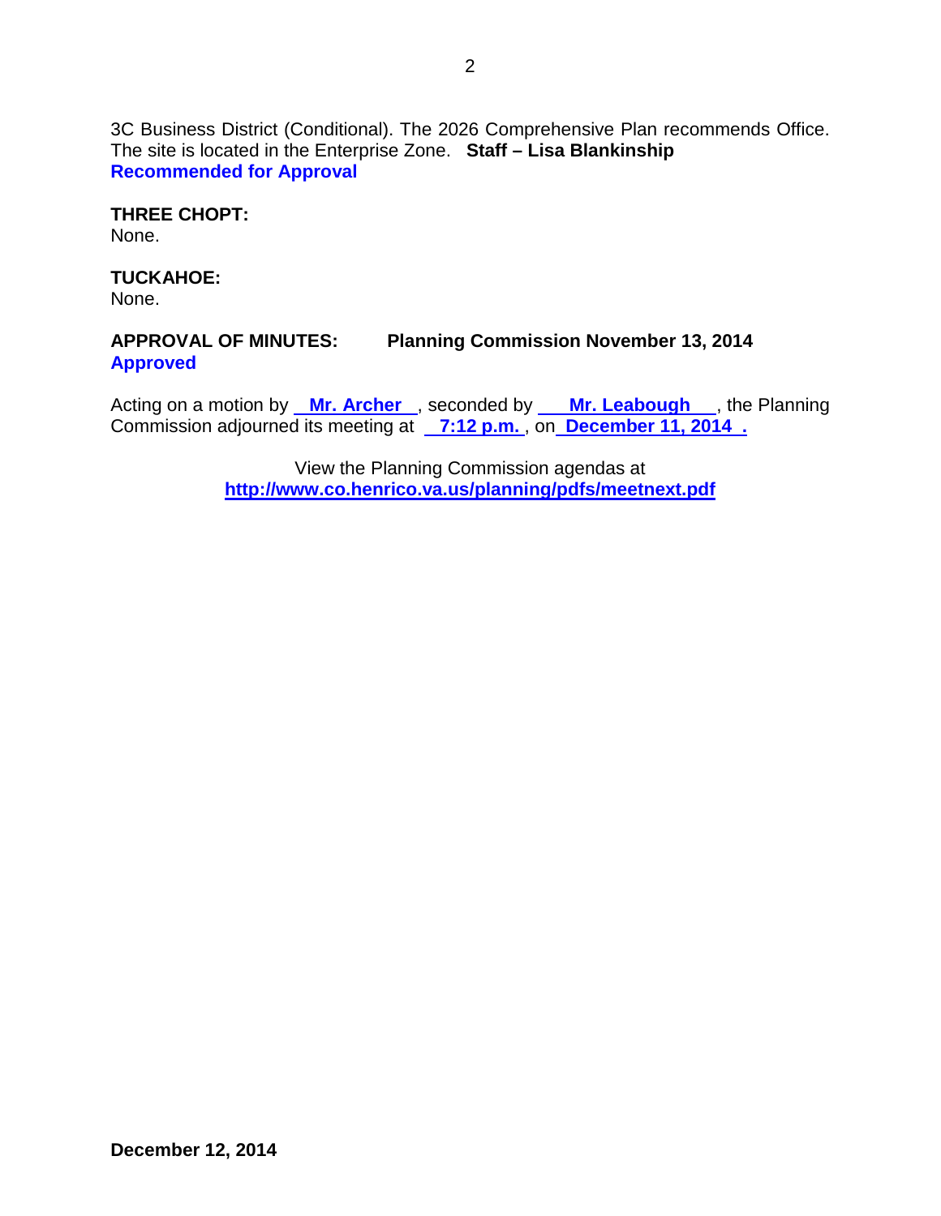3C Business District (Conditional). The 2026 Comprehensive Plan recommends Office. The site is located in the Enterprise Zone. **Staff – Lisa Blankinship**
**Recommended for Approval**

**THREE CHOPT:**
None.

**TUCKAHOE:**
None.

**APPROVAL OF MINUTES: Planning Commission November 13, 2014**
**Approved**

Acting on a motion by **Mr. Archer**, seconded by **Mr. Leabough**, the Planning Commission adjourned its meeting at **7:12 p.m.**, on **December 11, 2014**.

View the Planning Commission agendas at
**http://www.co.henrico.va.us/planning/pdfs/meetnext.pdf**

**December 12, 2014**